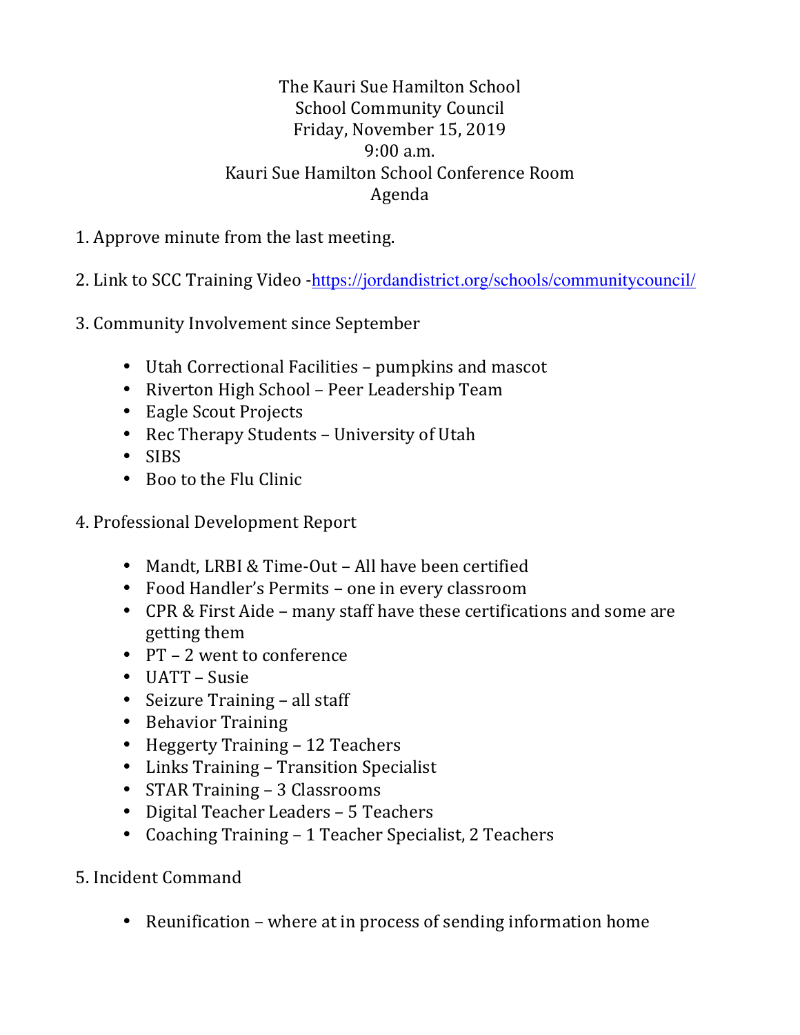The Kauri Sue Hamilton School
School Community Council
Friday, November 15, 2019
9:00 a.m.
Kauri Sue Hamilton School Conference Room
Agenda

1. Approve minute from the last meeting.

2. Link to SCC Training Video -https://jordandistrict.org/schools/communitycouncil/

3. Community Involvement since September

   - Utah Correctional Facilities – pumpkins and mascot
   - Riverton High School – Peer Leadership Team
   - Eagle Scout Projects
   - Rec Therapy Students – University of Utah
   - SIBS
   - Boo to the Flu Clinic

4. Professional Development Report

   - Mandt, LRBI & Time-Out – All have been certified
   - Food Handler's Permits – one in every classroom
   - CPR & First Aide – many staff have these certifications and some are getting them
   - PT – 2 went to conference
   - UATT – Susie
   - Seizure Training – all staff
   - Behavior Training
   - Heggerty Training – 12 Teachers
   - Links Training – Transition Specialist
   - STAR Training – 3 Classrooms
   - Digital Teacher Leaders – 5 Teachers
   - Coaching Training – 1 Teacher Specialist, 2 Teachers

5. Incident Command

   - Reunification – where at in process of sending information home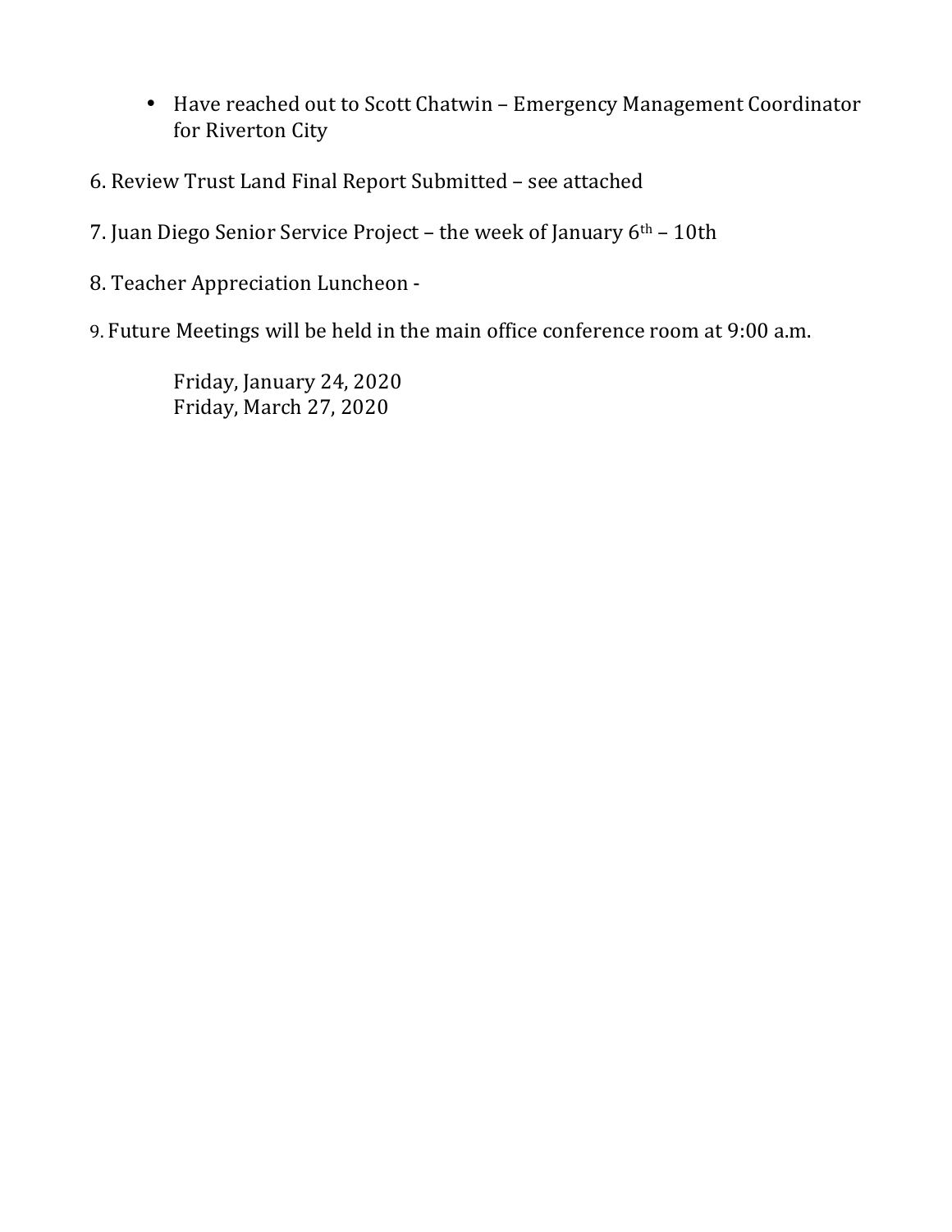- Have reached out to Scott Chatwin – Emergency Management Coordinator for Riverton City

6. Review Trust Land Final Report Submitted – see attached

7. Juan Diego Senior Service Project – the week of January 6th – 10th

8. Teacher Appreciation Luncheon -

9. Future Meetings will be held in the main office conference room at 9:00 a.m.

   Friday, January 24, 2020
   Friday, March 27, 2020